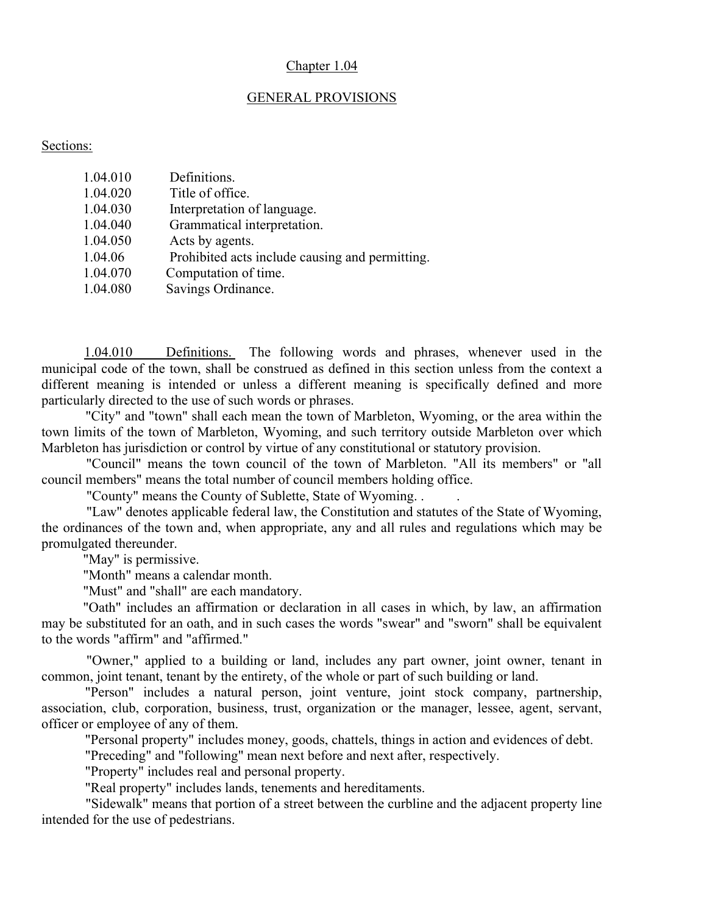## Chapter 1.04

## GENERAL PROVISIONS

Sections:

| | |
|---|---|
| 1.04.010 | Definitions. |
| 1.04.020 | Title of office. |
| 1.04.030 | Interpretation of language. |
| 1.04.040 | Grammatical interpretation. |
| 1.04.050 | Acts by agents. |
| 1.04.06 | Prohibited acts include causing and permitting. |
| 1.04.070 | Computation of time. |
| 1.04.080 | Savings Ordinance. |

1.04.010 Definitions. The following words and phrases, whenever used in the municipal code of the town, shall be construed as defined in this section unless from the context a different meaning is intended or unless a different meaning is specifically defined and more particularly directed to the use of such words or phrases.

"City" and "town" shall each mean the town of Marbleton, Wyoming, or the area within the town limits of the town of Marbleton, Wyoming, and such territory outside Marbleton over which Marbleton has jurisdiction or control by virtue of any constitutional or statutory provision.

"Council" means the town council of the town of Marbleton. "All its members" or "all council members" means the total number of council members holding office.

"County" means the County of Sublette, State of Wyoming. . .

"Law" denotes applicable federal law, the Constitution and statutes of the State of Wyoming, the ordinances of the town and, when appropriate, any and all rules and regulations which may be promulgated thereunder.

"May" is permissive.

"Month" means a calendar month.

"Must" and "shall" are each mandatory.

"Oath" includes an affirmation or declaration in all cases in which, by law, an affirmation may be substituted for an oath, and in such cases the words "swear" and "sworn" shall be equivalent to the words "affirm" and "affirmed."

"Owner," applied to a building or land, includes any part owner, joint owner, tenant in common, joint tenant, tenant by the entirety, of the whole or part of such building or land.

"Person" includes a natural person, joint venture, joint stock company, partnership, association, club, corporation, business, trust, organization or the manager, lessee, agent, servant, officer or employee of any of them.

"Personal property" includes money, goods, chattels, things in action and evidences of debt.

"Preceding" and "following" mean next before and next after, respectively.

"Property" includes real and personal property.

"Real property" includes lands, tenements and hereditaments.

"Sidewalk" means that portion of a street between the curbline and the adjacent property line intended for the use of pedestrians.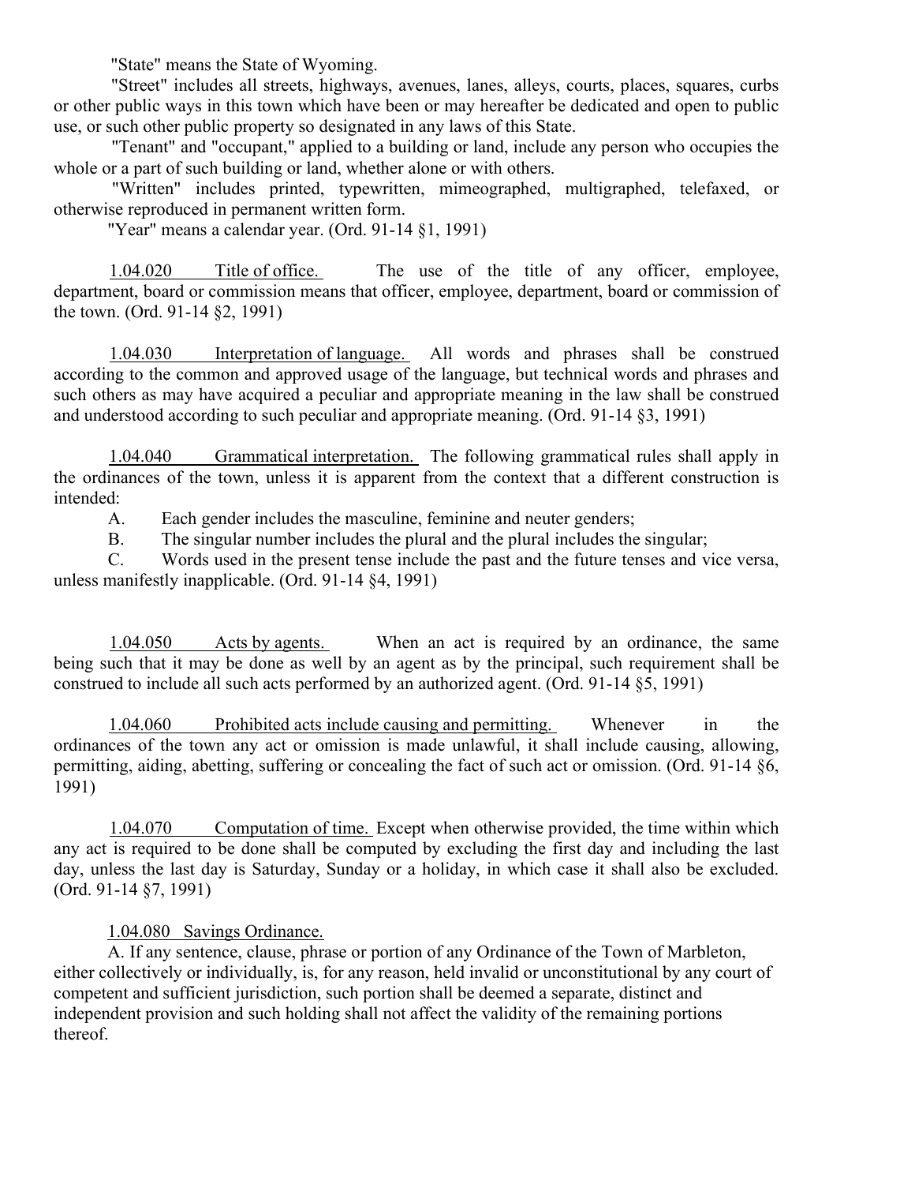"State" means the State of Wyoming.

"Street" includes all streets, highways, avenues, lanes, alleys, courts, places, squares, curbs or other public ways in this town which have been or may hereafter be dedicated and open to public use, or such other public property so designated in any laws of this State.

"Tenant" and "occupant," applied to a building or land, include any person who occupies the whole or a part of such building or land, whether alone or with others.

"Written" includes printed, typewritten, mimeographed, multigraphed, telefaxed, or otherwise reproduced in permanent written form.

"Year" means a calendar year. (Ord. 91-14 §1, 1991)

1.04.020 Title of office. The use of the title of any officer, employee, department, board or commission means that officer, employee, department, board or commission of the town. (Ord. 91-14 §2, 1991)

1.04.030 Interpretation of language. All words and phrases shall be construed according to the common and approved usage of the language, but technical words and phrases and such others as may have acquired a peculiar and appropriate meaning in the law shall be construed and understood according to such peculiar and appropriate meaning. (Ord. 91-14 §3, 1991)

1.04.040 Grammatical interpretation. The following grammatical rules shall apply in the ordinances of the town, unless it is apparent from the context that a different construction is intended:

A. Each gender includes the masculine, feminine and neuter genders;

B. The singular number includes the plural and the plural includes the singular;

C. Words used in the present tense include the past and the future tenses and vice versa, unless manifestly inapplicable. (Ord. 91-14 §4, 1991)

1.04.050 Acts by agents. When an act is required by an ordinance, the same being such that it may be done as well by an agent as by the principal, such requirement shall be construed to include all such acts performed by an authorized agent. (Ord. 91-14 §5, 1991)

1.04.060 Prohibited acts include causing and permitting. Whenever in the ordinances of the town any act or omission is made unlawful, it shall include causing, allowing, permitting, aiding, abetting, suffering or concealing the fact of such act or omission. (Ord. 91-14 §6, 1991)

1.04.070 Computation of time. Except when otherwise provided, the time within which any act is required to be done shall be computed by excluding the first day and including the last day, unless the last day is Saturday, Sunday or a holiday, in which case it shall also be excluded. (Ord. 91-14 §7, 1991)

1.04.080 Savings Ordinance.

A. If any sentence, clause, phrase or portion of any Ordinance of the Town of Marbleton, either collectively or individually, is, for any reason, held invalid or unconstitutional by any court of competent and sufficient jurisdiction, such portion shall be deemed a separate, distinct and independent provision and such holding shall not affect the validity of the remaining portions thereof.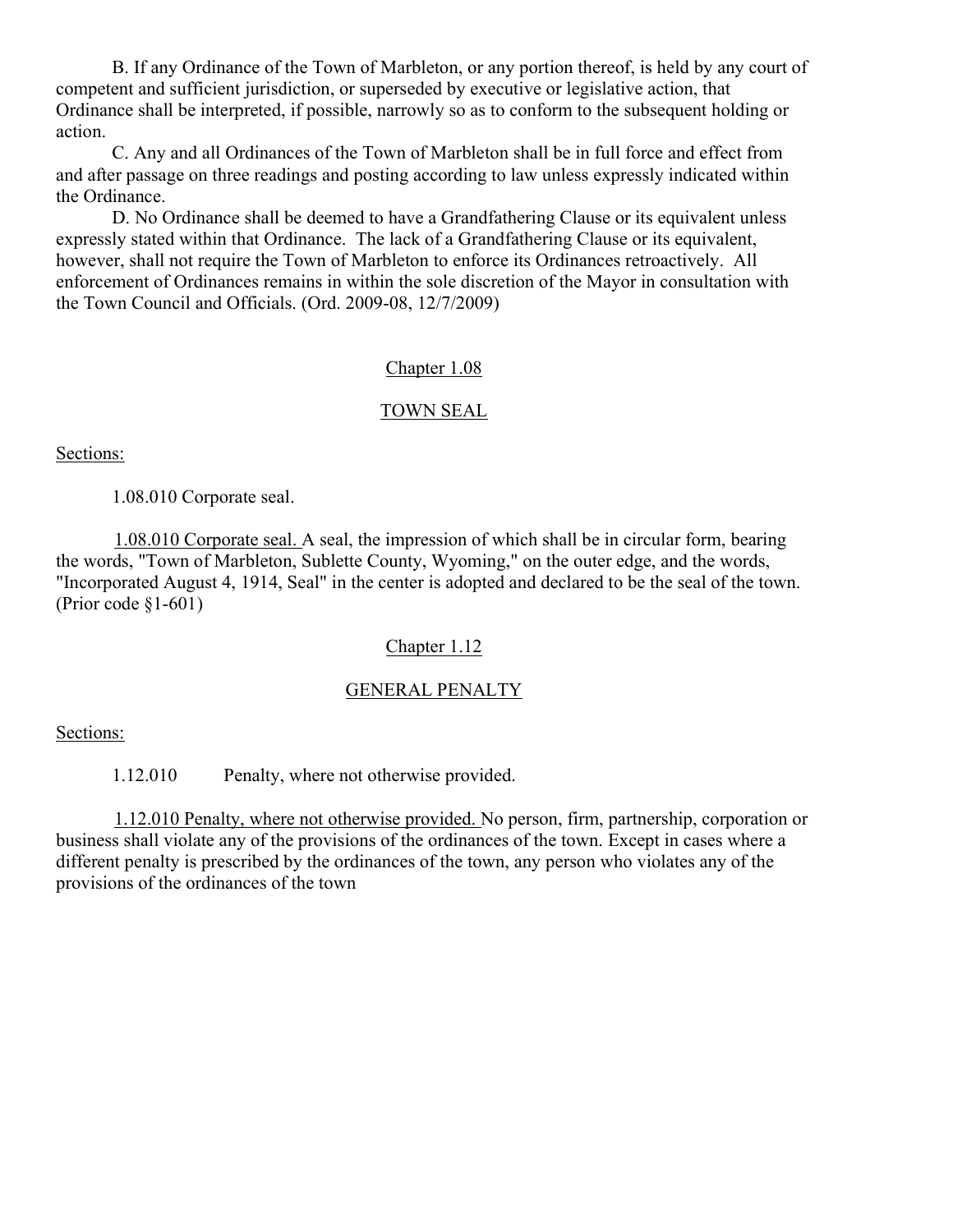B. If any Ordinance of the Town of Marbleton, or any portion thereof, is held by any court of competent and sufficient jurisdiction, or superseded by executive or legislative action, that Ordinance shall be interpreted, if possible, narrowly so as to conform to the subsequent holding or action.

C. Any and all Ordinances of the Town of Marbleton shall be in full force and effect from and after passage on three readings and posting according to law unless expressly indicated within the Ordinance.

D. No Ordinance shall be deemed to have a Grandfathering Clause or its equivalent unless expressly stated within that Ordinance. The lack of a Grandfathering Clause or its equivalent, however, shall not require the Town of Marbleton to enforce its Ordinances retroactively. All enforcement of Ordinances remains in within the sole discretion of the Mayor in consultation with the Town Council and Officials. (Ord. 2009-08, 12/7/2009)

## Chapter 1.08

## TOWN SEAL

Sections:

1.08.010 Corporate seal.

1.08.010 Corporate seal. A seal, the impression of which shall be in circular form, bearing the words, "Town of Marbleton, Sublette County, Wyoming," on the outer edge, and the words, "Incorporated August 4, 1914, Seal" in the center is adopted and declared to be the seal of the town. (Prior code §1-601)

## Chapter 1.12

## GENERAL PENALTY

Sections:

1.12.010 Penalty, where not otherwise provided.

1.12.010 Penalty, where not otherwise provided. No person, firm, partnership, corporation or business shall violate any of the provisions of the ordinances of the town. Except in cases where a different penalty is prescribed by the ordinances of the town, any person who violates any of the provisions of the ordinances of the town